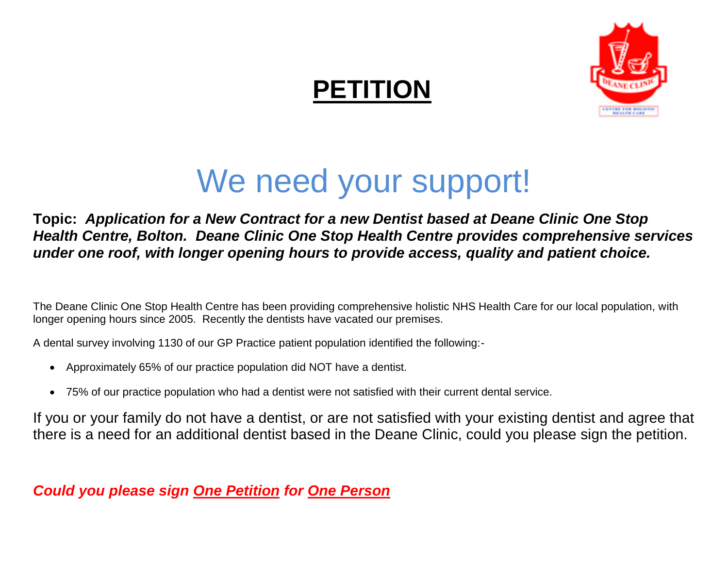# PETITION

## We need your support!

**Topic:** ***Application for a New Contract for a new Dentist based at Deane Clinic One Stop Health Centre, Bolton. Deane Clinic One Stop Health Centre provides comprehensive services under one roof, with longer opening hours to provide access, quality and patient choice.***

The Deane Clinic One Stop Health Centre has been providing comprehensive holistic NHS Health Care for our local population, with longer opening hours since 2005. Recently the dentists have vacated our premises.

A dental survey involving 1130 of our GP Practice patient population identified the following:-

- Approximately 65% of our practice population did NOT have a dentist.
- 75% of our practice population who had a dentist were not satisfied with their current dental service.

If you or your family do not have a dentist, or are not satisfied with your existing dentist and agree that there is a need for an additional dentist based in the Deane Clinic, could you please sign the petition.

***Could you please sign One Petition for One Person***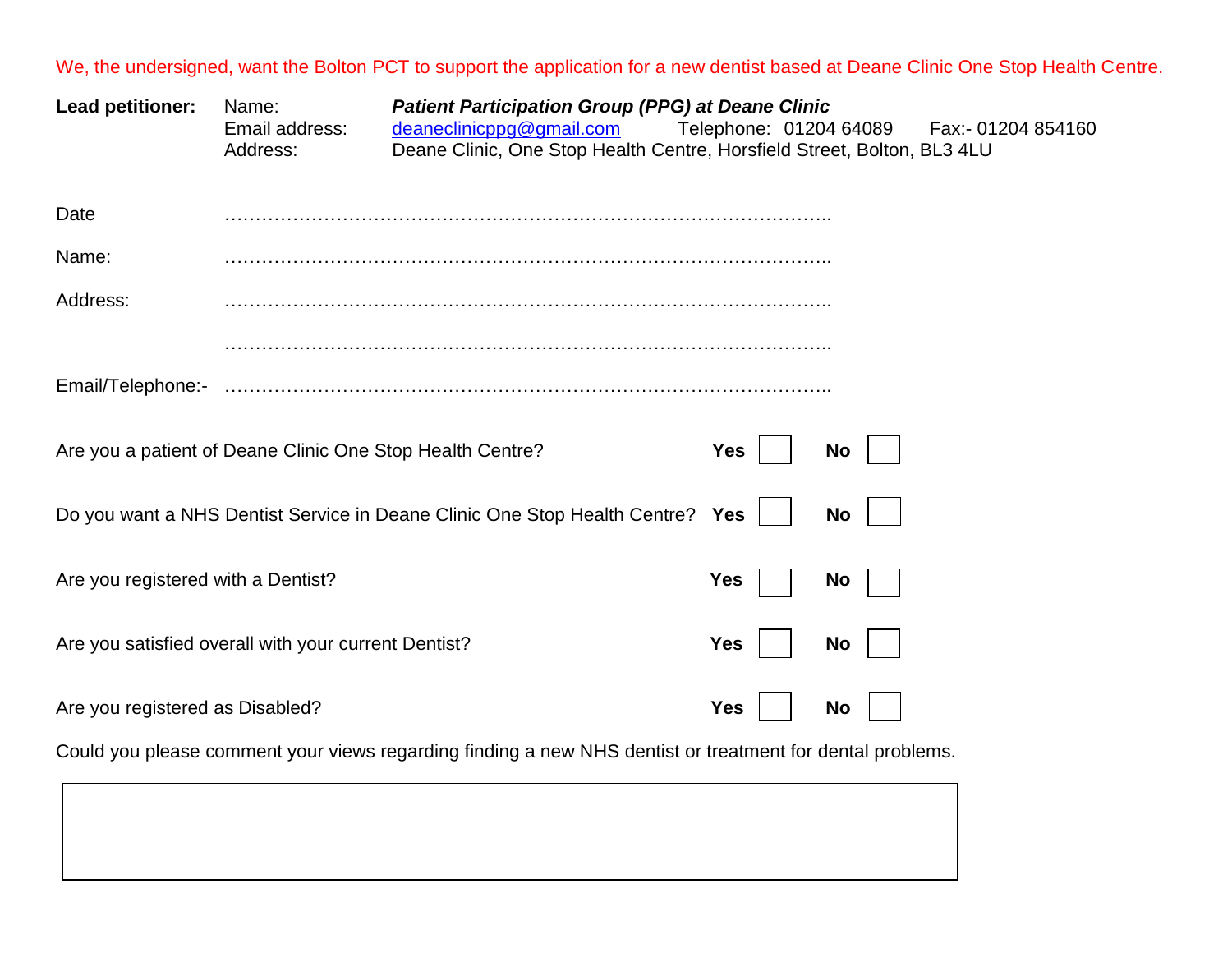We, the undersigned, want the Bolton PCT to support the application for a new dentist based at Deane Clinic One Stop Health Centre.

**Lead petitioner:** Name: ***Patient Participation Group (PPG) at Deane Clinic***
Email address: deaneclinicppg@gmail.com Telephone: 01204 64089 Fax:- 01204 854160
Address: Deane Clinic, One Stop Health Centre, Horsfield Street, Bolton, BL3 4LU

Date ………………………………………………………………………………………..

Name: ………………………………………………………………………………………..

Address: ………………………………………………………………………………………..

………………………………………………………………………………………..

Email/Telephone:- ………………………………………………………………………………………..

Are you a patient of Deane Clinic One Stop Health Centre? **Yes** ☐ **No** ☐

Do you want a NHS Dentist Service in Deane Clinic One Stop Health Centre? **Yes** ☐ **No** ☐

Are you registered with a Dentist? **Yes** ☐ **No** ☐

Are you satisfied overall with your current Dentist? **Yes** ☐ **No** ☐

Are you registered as Disabled? **Yes** ☐ **No** ☐

Could you please comment your views regarding finding a new NHS dentist or treatment for dental problems.